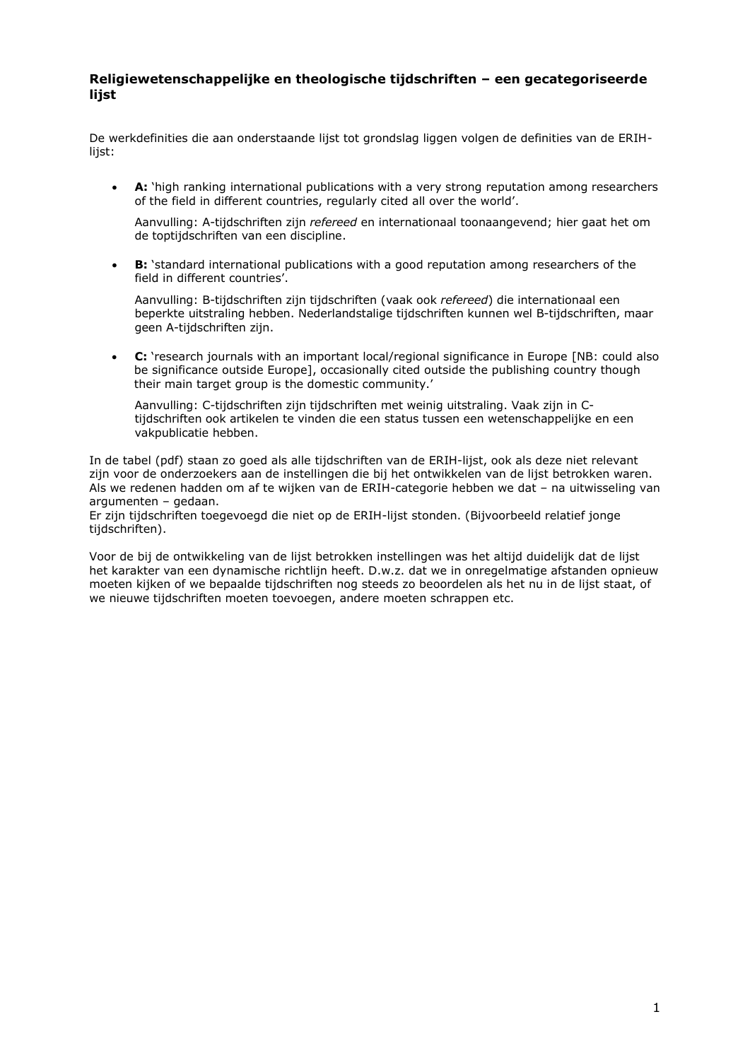## Religiewetenschappelijke en theologische tijdschriften – een gecategoriseerde lijst

De werkdefinities die aan onderstaande lijst tot grondslag liggen volgen de definities van de ERIH-lijst:

- **A:** 'high ranking international publications with a very strong reputation among researchers of the field in different countries, regularly cited all over the world'.

  Aanvulling: A-tijdschriften zijn *refereed* en internationaal toonaangevend; hier gaat het om de toptijdschriften van een discipline.

- **B:** 'standard international publications with a good reputation among researchers of the field in different countries'.

  Aanvulling: B-tijdschriften zijn tijdschriften (vaak ook *refereed*) die internationaal een beperkte uitstraling hebben. Nederlandstalige tijdschriften kunnen wel B-tijdschriften, maar geen A-tijdschriften zijn.

- **C:** 'research journals with an important local/regional significance in Europe [NB: could also be significance outside Europe], occasionally cited outside the publishing country though their main target group is the domestic community.'

  Aanvulling: C-tijdschriften zijn tijdschriften met weinig uitstraling. Vaak zijn in C-tijdschriften ook artikelen te vinden die een status tussen een wetenschappelijke en een vakpublicatie hebben.

In de tabel (pdf) staan zo goed als alle tijdschriften van de ERIH-lijst, ook als deze niet relevant zijn voor de onderzoekers aan de instellingen die bij het ontwikkelen van de lijst betrokken waren. Als we redenen hadden om af te wijken van de ERIH-categorie hebben we dat – na uitwisseling van argumenten – gedaan.
Er zijn tijdschriften toegevoegd die niet op de ERIH-lijst stonden. (Bijvoorbeeld relatief jonge tijdschriften).

Voor de bij de ontwikkeling van de lijst betrokken instellingen was het altijd duidelijk dat de lijst het karakter van een dynamische richtlijn heeft. D.w.z. dat we in onregelmatige afstanden opnieuw moeten kijken of we bepaalde tijdschriften nog steeds zo beoordelen als het nu in de lijst staat, of we nieuwe tijdschriften moeten toevoegen, andere moeten schrappen etc.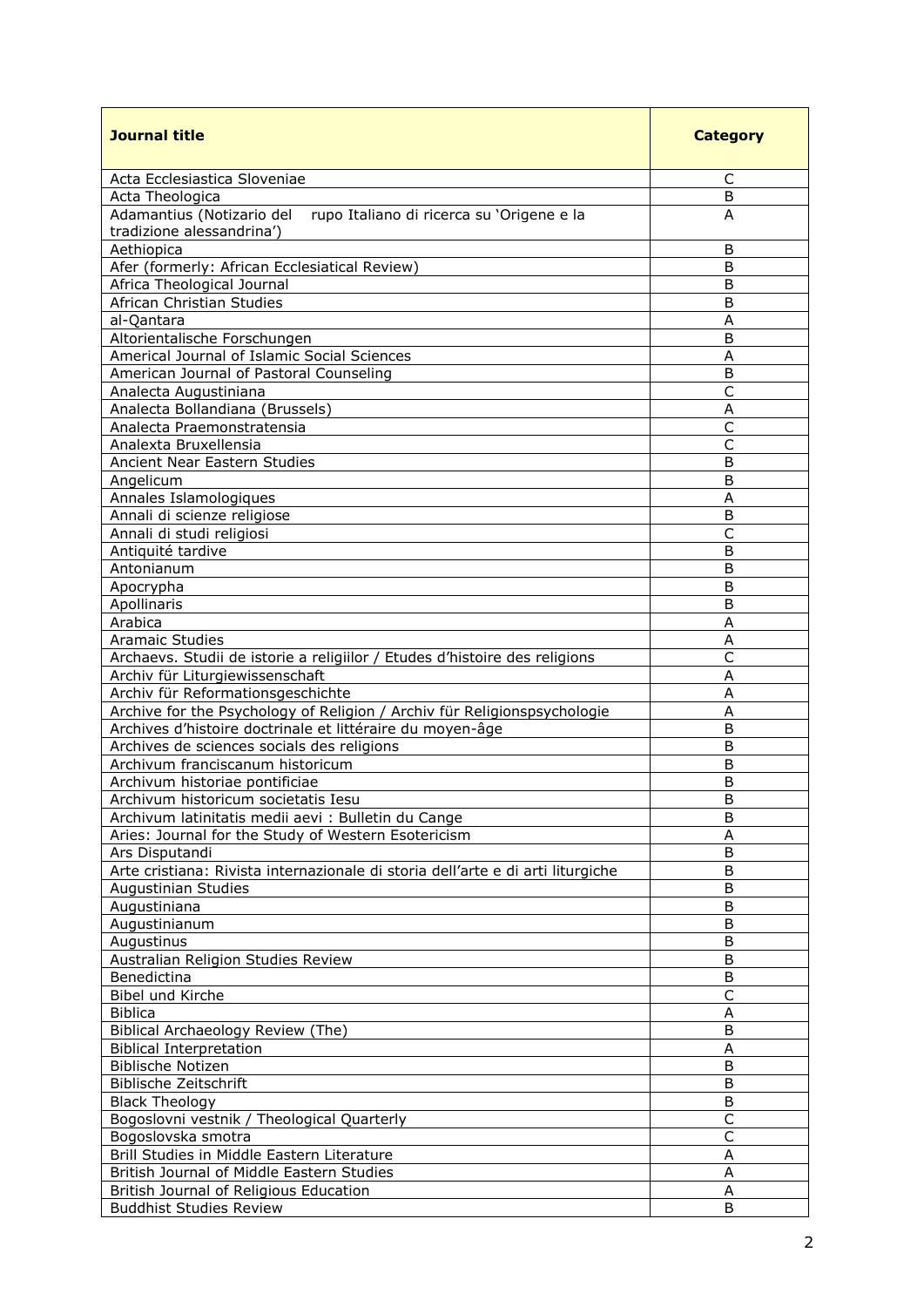| Journal title | Category |
|---|---|
| Acta Ecclesiastica Sloveniae | C |
| Acta Theologica | B |
| Adamantius (Notizario del rupo Italiano di ricerca su 'Origene e la tradizione alessandrina') | A |
| Aethiopica | B |
| Afer (formerly: African Ecclesiatical Review) | B |
| Africa Theological Journal | B |
| African Christian Studies | B |
| al-Qantara | A |
| Altorientalische Forschungen | B |
| Americal Journal of Islamic Social Sciences | A |
| American Journal of Pastoral Counseling | B |
| Analecta Augustiniana | C |
| Analecta Bollandiana (Brussels) | A |
| Analecta Praemonstratensia | C |
| Analexta Bruxellensia | C |
| Ancient Near Eastern Studies | B |
| Angelicum | B |
| Annales Islamologiques | A |
| Annali di scienze religiose | B |
| Annali di studi religiosi | C |
| Antiquité tardive | B |
| Antonianum | B |
| Apocrypha | B |
| Apollinaris | B |
| Arabica | A |
| Aramaic Studies | A |
| Archaevs. Studii de istorie a religiilor / Etudes d'histoire des religions | C |
| Archiv für Liturgiewissenschaft | A |
| Archiv für Reformationsgeschichte | A |
| Archive for the Psychology of Religion / Archiv für Religionspsychologie | A |
| Archives d'histoire doctrinale et littéraire du moyen-âge | B |
| Archives de sciences socials des religions | B |
| Archivum franciscanum historicum | B |
| Archivum historiae pontificiae | B |
| Archivum historicum societatis Iesu | B |
| Archivum latinitatis medii aevi : Bulletin du Cange | B |
| Aries: Journal for the Study of Western Esotericism | A |
| Ars Disputandi | B |
| Arte cristiana: Rivista internazionale di storia dell'arte e di arti liturgiche | B |
| Augustinian Studies | B |
| Augustiniana | B |
| Augustinianum | B |
| Augustinus | B |
| Australian Religion Studies Review | B |
| Benedictina | B |
| Bibel und Kirche | C |
| Biblica | A |
| Biblical Archaeology Review (The) | B |
| Biblical Interpretation | A |
| Biblische Notizen | B |
| Biblische Zeitschrift | B |
| Black Theology | B |
| Bogoslovni vestnik / Theological Quarterly | C |
| Bogoslovska smotra | C |
| Brill Studies in Middle Eastern Literature | A |
| British Journal of Middle Eastern Studies | A |
| British Journal of Religious Education | A |
| Buddhist Studies Review | B |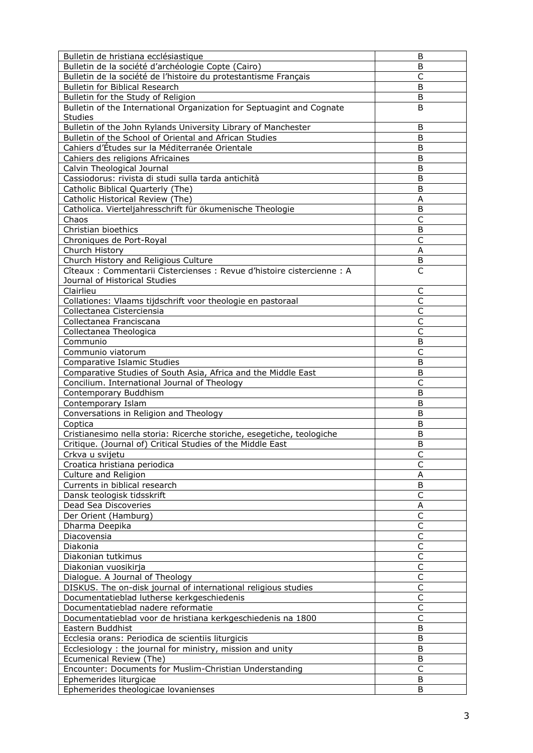| | |
|---|---|
| Bulletin de hristiana ecclésiastique | B |
| Bulletin de la société d'archéologie Copte (Cairo) | B |
| Bulletin de la société de l'histoire du protestantisme Français | C |
| Bulletin for Biblical Research | B |
| Bulletin for the Study of Religion | B |
| Bulletin of the International Organization for Septuagint and Cognate Studies | B |
| Bulletin of the John Rylands University Library of Manchester | B |
| Bulletin of the School of Oriental and African Studies | B |
| Cahiers d'Études sur la Méditerranée Orientale | B |
| Cahiers des religions Africaines | B |
| Calvin Theological Journal | B |
| Cassiodorus: rivista di studi sulla tarda antichità | B |
| Catholic Biblical Quarterly (The) | B |
| Catholic Historical Review (The) | A |
| Catholica. Vierteljahresschrift für ökumenische Theologie | B |
| Chaos | C |
| Christian bioethics | B |
| Chroniques de Port-Royal | C |
| Church History | A |
| Church History and Religious Culture | B |
| Cîteaux : Commentarii Cistercienses : Revue d'histoire cistercienne : A Journal of Historical Studies | C |
| Clairlieu | C |
| Collationes: Vlaams tijdschrift voor theologie en pastoraal | C |
| Collectanea Cisterciensia | C |
| Collectanea Franciscana | C |
| Collectanea Theologica | C |
| Communio | B |
| Communio viatorum | C |
| Comparative Islamic Studies | B |
| Comparative Studies of South Asia, Africa and the Middle East | B |
| Concilium. International Journal of Theology | C |
| Contemporary Buddhism | B |
| Contemporary Islam | B |
| Conversations in Religion and Theology | B |
| Coptica | B |
| Cristianesimo nella storia: Ricerche storiche, esegetiche, teologiche | B |
| Critique. (Journal of) Critical Studies of the Middle East | B |
| Crkva u svijetu | C |
| Croatica hristiana periodica | C |
| Culture and Religion | A |
| Currents in biblical research | B |
| Dansk teologisk tidsskrift | C |
| Dead Sea Discoveries | A |
| Der Orient (Hamburg) | C |
| Dharma Deepika | C |
| Diacovensia | C |
| Diakonia | C |
| Diakonian tutkimus | C |
| Diakonian vuosikirja | C |
| Dialogue. A Journal of Theology | C |
| DISKUS. The on-disk journal of international religious studies | C |
| Documentatieblad lutherse kerkgeschiedenis | C |
| Documentatieblad nadere reformatie | C |
| Documentatieblad voor de hristiana kerkgeschiedenis na 1800 | C |
| Eastern Buddhist | B |
| Ecclesia orans: Periodica de scientiis liturgicis | B |
| Ecclesiology : the journal for ministry, mission and unity | B |
| Ecumenical Review (The) | B |
| Encounter: Documents for Muslim-Christian Understanding | C |
| Ephemerides liturgicae | B |
| Ephemerides theologicae lovanienses | B |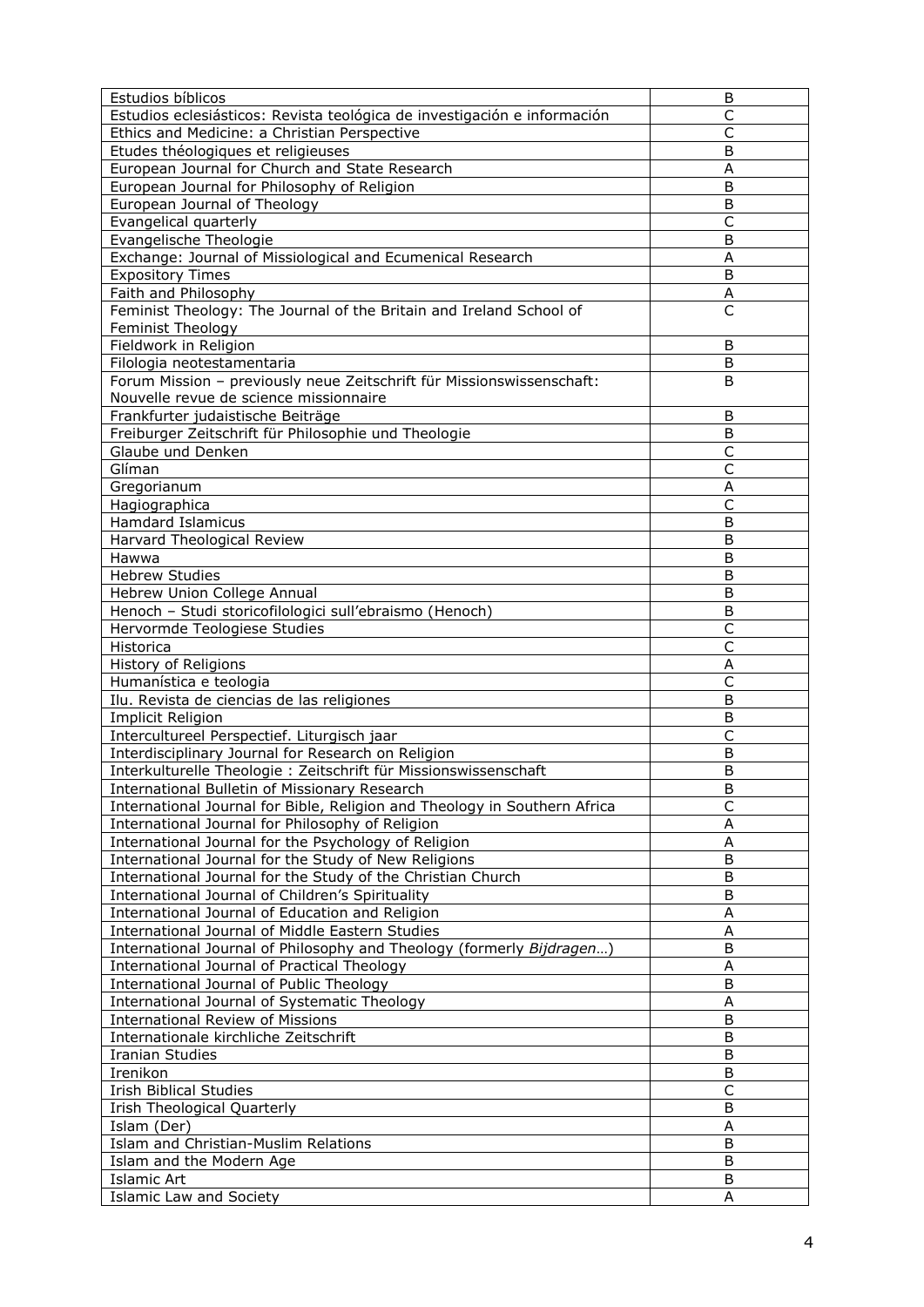| | |
|---|---|
| Estudios bíblicos | B |
| Estudios eclesiásticos: Revista teológica de investigación e información | C |
| Ethics and Medicine: a Christian Perspective | C |
| Etudes théologiques et religieuses | B |
| European Journal for Church and State Research | A |
| European Journal for Philosophy of Religion | B |
| European Journal of Theology | B |
| Evangelical quarterly | C |
| Evangelische Theologie | B |
| Exchange: Journal of Missiological and Ecumenical Research | A |
| Expository Times | B |
| Faith and Philosophy | A |
| Feminist Theology: The Journal of the Britain and Ireland School of Feminist Theology | C |
| Fieldwork in Religion | B |
| Filologia neotestamentaria | B |
| Forum Mission – previously neue Zeitschrift für Missionswissenschaft: Nouvelle revue de science missionnaire | B |
| Frankfurter judaistische Beiträge | B |
| Freiburger Zeitschrift für Philosophie und Theologie | B |
| Glaube und Denken | C |
| Glíman | C |
| Gregorianum | A |
| Hagiographica | C |
| Hamdard Islamicus | B |
| Harvard Theological Review | B |
| Hawwa | B |
| Hebrew Studies | B |
| Hebrew Union College Annual | B |
| Henoch – Studi storicofilologici sull'ebraismo (Henoch) | B |
| Hervormde Teologiese Studies | C |
| Historica | C |
| History of Religions | A |
| Humanística e teologia | C |
| Ilu. Revista de ciencias de las religiones | B |
| Implicit Religion | B |
| Intercultureel Perspectief. Liturgisch jaar | C |
| Interdisciplinary Journal for Research on Religion | B |
| Interkulturelle Theologie : Zeitschrift für Missionswissenschaft | B |
| International Bulletin of Missionary Research | B |
| International Journal for Bible, Religion and Theology in Southern Africa | C |
| International Journal for Philosophy of Religion | A |
| International Journal for the Psychology of Religion | A |
| International Journal for the Study of New Religions | B |
| International Journal for the Study of the Christian Church | B |
| International Journal of Children's Spirituality | B |
| International Journal of Education and Religion | A |
| International Journal of Middle Eastern Studies | A |
| International Journal of Philosophy and Theology (formerly *Bijdragen*…) | B |
| International Journal of Practical Theology | A |
| International Journal of Public Theology | B |
| International Journal of Systematic Theology | A |
| International Review of Missions | B |
| Internationale kirchliche Zeitschrift | B |
| Iranian Studies | B |
| Irenikon | B |
| Irish Biblical Studies | C |
| Irish Theological Quarterly | B |
| Islam (Der) | A |
| Islam and Christian-Muslim Relations | B |
| Islam and the Modern Age | B |
| Islamic Art | B |
| Islamic Law and Society | A |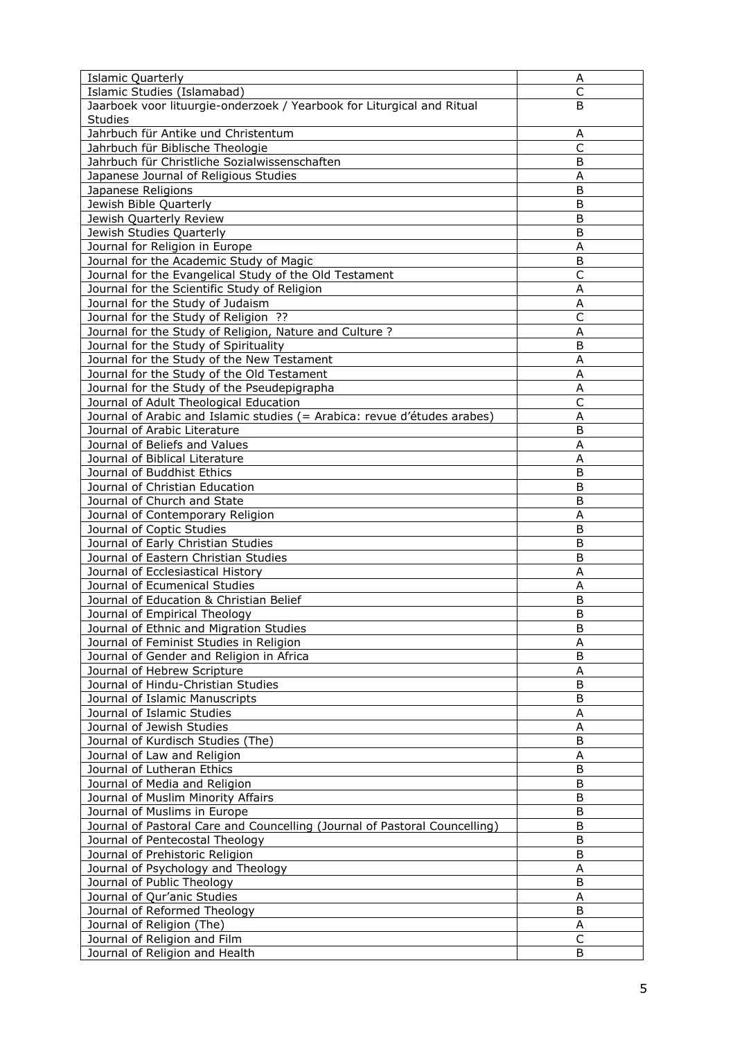| Islamic Quarterly | A |
|---|---|
| Islamic Studies (Islamabad) | C |
| Jaarboek voor lituurgie-onderzoek / Yearbook for Liturgical and Ritual Studies | B |
| Jahrbuch für Antike und Christentum | A |
| Jahrbuch für Biblische Theologie | C |
| Jahrbuch für Christliche Sozialwissenschaften | B |
| Japanese Journal of Religious Studies | A |
| Japanese Religions | B |
| Jewish Bible Quarterly | B |
| Jewish Quarterly Review | B |
| Jewish Studies Quarterly | B |
| Journal for Religion in Europe | A |
| Journal for the Academic Study of Magic | B |
| Journal for the Evangelical Study of the Old Testament | C |
| Journal for the Scientific Study of Religion | A |
| Journal for the Study of Judaism | A |
| Journal for the Study of Religion ?? | C |
| Journal for the Study of Religion, Nature and Culture ? | A |
| Journal for the Study of Spirituality | B |
| Journal for the Study of the New Testament | A |
| Journal for the Study of the Old Testament | A |
| Journal for the Study of the Pseudepigrapha | A |
| Journal of Adult Theological Education | C |
| Journal of Arabic and Islamic studies (= Arabica: revue d'études arabes) | A |
| Journal of Arabic Literature | B |
| Journal of Beliefs and Values | A |
| Journal of Biblical Literature | A |
| Journal of Buddhist Ethics | B |
| Journal of Christian Education | B |
| Journal of Church and State | B |
| Journal of Contemporary Religion | A |
| Journal of Coptic Studies | B |
| Journal of Early Christian Studies | B |
| Journal of Eastern Christian Studies | B |
| Journal of Ecclesiastical History | A |
| Journal of Ecumenical Studies | A |
| Journal of Education & Christian Belief | B |
| Journal of Empirical Theology | B |
| Journal of Ethnic and Migration Studies | B |
| Journal of Feminist Studies in Religion | A |
| Journal of Gender and Religion in Africa | B |
| Journal of Hebrew Scripture | A |
| Journal of Hindu-Christian Studies | B |
| Journal of Islamic Manuscripts | B |
| Journal of Islamic Studies | A |
| Journal of Jewish Studies | A |
| Journal of Kurdisch Studies (The) | B |
| Journal of Law and Religion | A |
| Journal of Lutheran Ethics | B |
| Journal of Media and Religion | B |
| Journal of Muslim Minority Affairs | B |
| Journal of Muslims in Europe | B |
| Journal of Pastoral Care and Councelling (Journal of Pastoral Councelling) | B |
| Journal of Pentecostal Theology | B |
| Journal of Prehistoric Religion | B |
| Journal of Psychology and Theology | A |
| Journal of Public Theology | B |
| Journal of Qur'anic Studies | A |
| Journal of Reformed Theology | B |
| Journal of Religion (The) | A |
| Journal of Religion and Film | C |
| Journal of Religion and Health | B |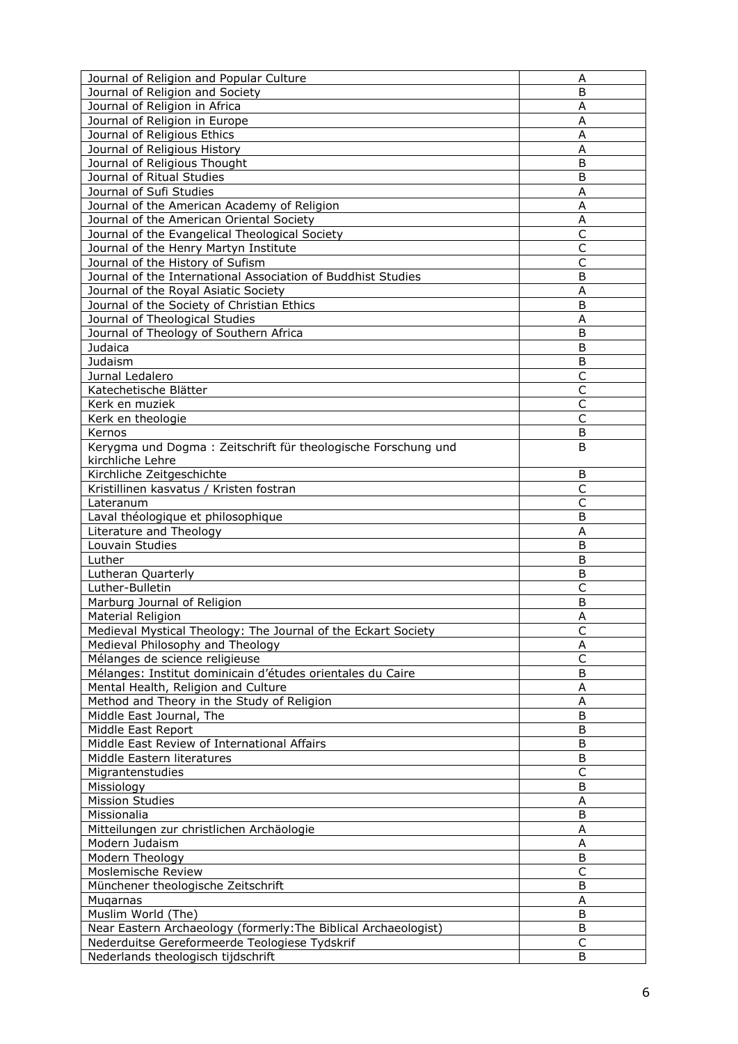| Journal of Religion and Popular Culture | A |
|---|---|
| Journal of Religion and Society | B |
| Journal of Religion in Africa | A |
| Journal of Religion in Europe | A |
| Journal of Religious Ethics | A |
| Journal of Religious History | A |
| Journal of Religious Thought | B |
| Journal of Ritual Studies | B |
| Journal of Sufi Studies | A |
| Journal of the American Academy of Religion | A |
| Journal of the American Oriental Society | A |
| Journal of the Evangelical Theological Society | C |
| Journal of the Henry Martyn Institute | C |
| Journal of the History of Sufism | C |
| Journal of the International Association of Buddhist Studies | B |
| Journal of the Royal Asiatic Society | A |
| Journal of the Society of Christian Ethics | B |
| Journal of Theological Studies | A |
| Journal of Theology of Southern Africa | B |
| Judaica | B |
| Judaism | B |
| Jurnal Ledalero | C |
| Katechetische Blätter | C |
| Kerk en muziek | C |
| Kerk en theologie | C |
| Kernos | B |
| Kerygma und Dogma : Zeitschrift für theologische Forschung und kirchliche Lehre | B |
| Kirchliche Zeitgeschichte | B |
| Kristillinen kasvatus / Kristen fostran | C |
| Lateranum | C |
| Laval théologique et philosophique | B |
| Literature and Theology | A |
| Louvain Studies | B |
| Luther | B |
| Lutheran Quarterly | B |
| Luther-Bulletin | C |
| Marburg Journal of Religion | B |
| Material Religion | A |
| Medieval Mystical Theology: The Journal of the Eckart Society | C |
| Medieval Philosophy and Theology | A |
| Mélanges de science religieuse | C |
| Mélanges: Institut dominicain d'études orientales du Caire | B |
| Mental Health, Religion and Culture | A |
| Method and Theory in the Study of Religion | A |
| Middle East Journal, The | B |
| Middle East Report | B |
| Middle East Review of International Affairs | B |
| Middle Eastern literatures | B |
| Migrantenstudies | C |
| Missiology | B |
| Mission Studies | A |
| Missionalia | B |
| Mitteilungen zur christlichen Archäologie | A |
| Modern Judaism | A |
| Modern Theology | B |
| Moslemische Review | C |
| Münchener theologische Zeitschrift | B |
| Muqarnas | A |
| Muslim World (The) | B |
| Near Eastern Archaeology (formerly:The Biblical Archaeologist) | B |
| Nederduitse Gereformeerde Teologiese Tydskrif | C |
| Nederlands theologisch tijdschrift | B |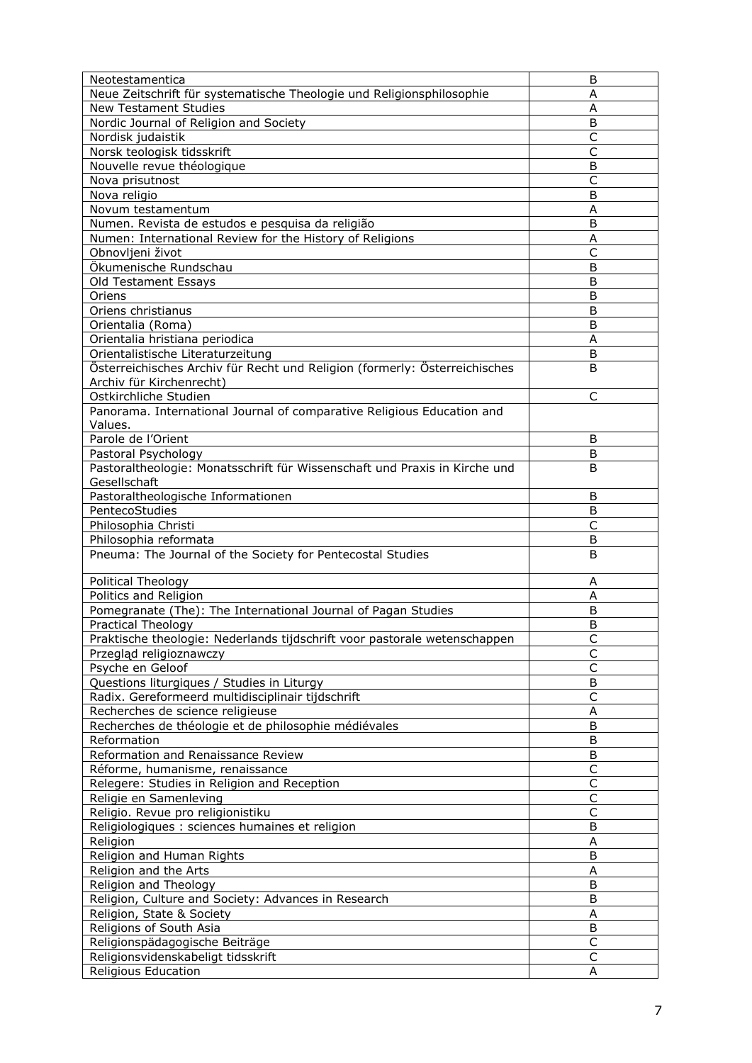| | |
|---|---|
| Neotestamentica | B |
| Neue Zeitschrift für systematische Theologie und Religionsphilosophie | A |
| New Testament Studies | A |
| Nordic Journal of Religion and Society | B |
| Nordisk judaistik | C |
| Norsk teologisk tidsskrift | C |
| Nouvelle revue théologique | B |
| Nova prisutnost | C |
| Nova religio | B |
| Novum testamentum | A |
| Numen. Revista de estudos e pesquisa da religião | B |
| Numen: International Review for the History of Religions | A |
| Obnovljeni život | C |
| Ökumenische Rundschau | B |
| Old Testament Essays | B |
| Oriens | B |
| Oriens christianus | B |
| Orientalia (Roma) | B |
| Orientalia hristiana periodica | A |
| Orientalistische Literaturzeitung | B |
| Österreichisches Archiv für Recht und Religion (formerly: Österreichisches Archiv für Kirchenrecht) | B |
| Ostkirchliche Studien | C |
| Panorama. International Journal of comparative Religious Education and Values. | |
| Parole de l'Orient | B |
| Pastoral Psychology | B |
| Pastoraltheologie: Monatsschrift für Wissenschaft und Praxis in Kirche und Gesellschaft | B |
| Pastoraltheologische Informationen | B |
| PentecoStudies | B |
| Philosophia Christi | C |
| Philosophia reformata | B |
| Pneuma: The Journal of the Society for Pentecostal Studies | B |
| Political Theology | A |
| Politics and Religion | A |
| Pomegranate (The): The International Journal of Pagan Studies | B |
| Practical Theology | B |
| Praktische theologie: Nederlands tijdschrift voor pastorale wetenschappen | C |
| Przegląd religioznawczy | C |
| Psyche en Geloof | C |
| Questions liturgiques / Studies in Liturgy | B |
| Radix. Gereformeerd multidisciplinair tijdschrift | C |
| Recherches de science religieuse | A |
| Recherches de théologie et de philosophie médiévales | B |
| Reformation | B |
| Reformation and Renaissance Review | B |
| Réforme, humanisme, renaissance | C |
| Relegere: Studies in Religion and Reception | C |
| Religie en Samenleving | C |
| Religio. Revue pro religionistiku | C |
| Religiologiques : sciences humaines et religion | B |
| Religion | A |
| Religion and Human Rights | B |
| Religion and the Arts | A |
| Religion and Theology | B |
| Religion, Culture and Society: Advances in Research | B |
| Religion, State & Society | A |
| Religions of South Asia | B |
| Religionspädagogische Beiträge | C |
| Religionsvidenskabeligt tidsskrift | C |
| Religious Education | A |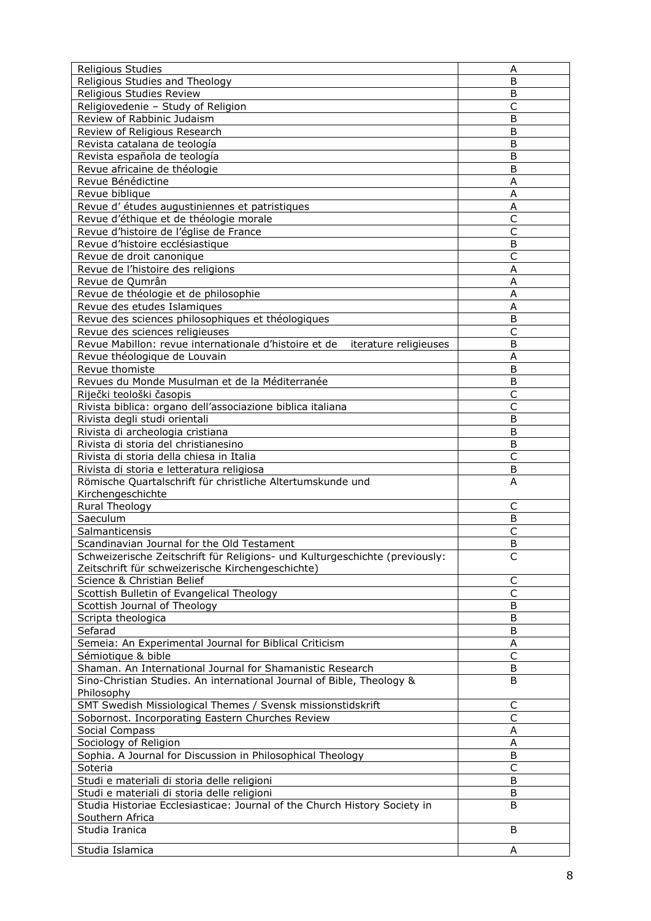| | |
|---|---|
| Religious Studies | A |
| Religious Studies and Theology | B |
| Religious Studies Review | B |
| Religiovedenie – Study of Religion | C |
| Review of Rabbinic Judaism | B |
| Review of Religious Research | B |
| Revista catalana de teología | B |
| Revista española de teología | B |
| Revue africaine de théologie | B |
| Revue Bénédictine | A |
| Revue biblique | A |
| Revue d' études augustiniennes et patristiques | A |
| Revue d'éthique et de théologie morale | C |
| Revue d'histoire de l'église de France | C |
| Revue d'histoire ecclésiastique | B |
| Revue de droit canonique | C |
| Revue de l'histoire des religions | A |
| Revue de Qumrân | A |
| Revue de théologie et de philosophie | A |
| Revue des etudes Islamiques | A |
| Revue des sciences philosophiques et théologiques | B |
| Revue des sciences religieuses | C |
| Revue Mabillon: revue internationale d'histoire et de iterature religieuses | B |
| Revue théologique de Louvain | A |
| Revue thomiste | B |
| Revues du Monde Musulman et de la Méditerranée | B |
| Riječki teološki časopis | C |
| Rivista biblica: organo dell'associazione biblica italiana | C |
| Rivista degli studi orientali | B |
| Rivista di archeologia cristiana | B |
| Rivista di storia del christianesino | B |
| Rivista di storia della chiesa in Italia | C |
| Rivista di storia e letteratura religiosa | B |
| Römische Quartalschrift für christliche Altertumskunde und Kirchengeschichte | A |
| Rural Theology | C |
| Saeculum | B |
| Salmanticensis | C |
| Scandinavian Journal for the Old Testament | B |
| Schweizerische Zeitschrift für Religions- und Kulturgeschichte (previously: Zeitschrift für schweizerische Kirchengeschichte) | C |
| Science & Christian Belief | C |
| Scottish Bulletin of Evangelical Theology | C |
| Scottish Journal of Theology | B |
| Scripta theologica | B |
| Sefarad | B |
| Semeia: An Experimental Journal for Biblical Criticism | A |
| Sémiotique & bible | C |
| Shaman. An International Journal for Shamanistic Research | B |
| Sino-Christian Studies. An international Journal of Bible, Theology & Philosophy | B |
| SMT Swedish Missiological Themes / Svensk missionstidskrift | C |
| Sobornost. Incorporating Eastern Churches Review | C |
| Social Compass | A |
| Sociology of Religion | A |
| Sophia. A Journal for Discussion in Philosophical Theology | B |
| Soteria | C |
| Studi e materiali di storia delle religioni | B |
| Studi e materiali di storia delle religioni | B |
| Studia Historiae Ecclesiasticae: Journal of the Church History Society in Southern Africa | B |
| Studia Iranica | B |
| Studia Islamica | A |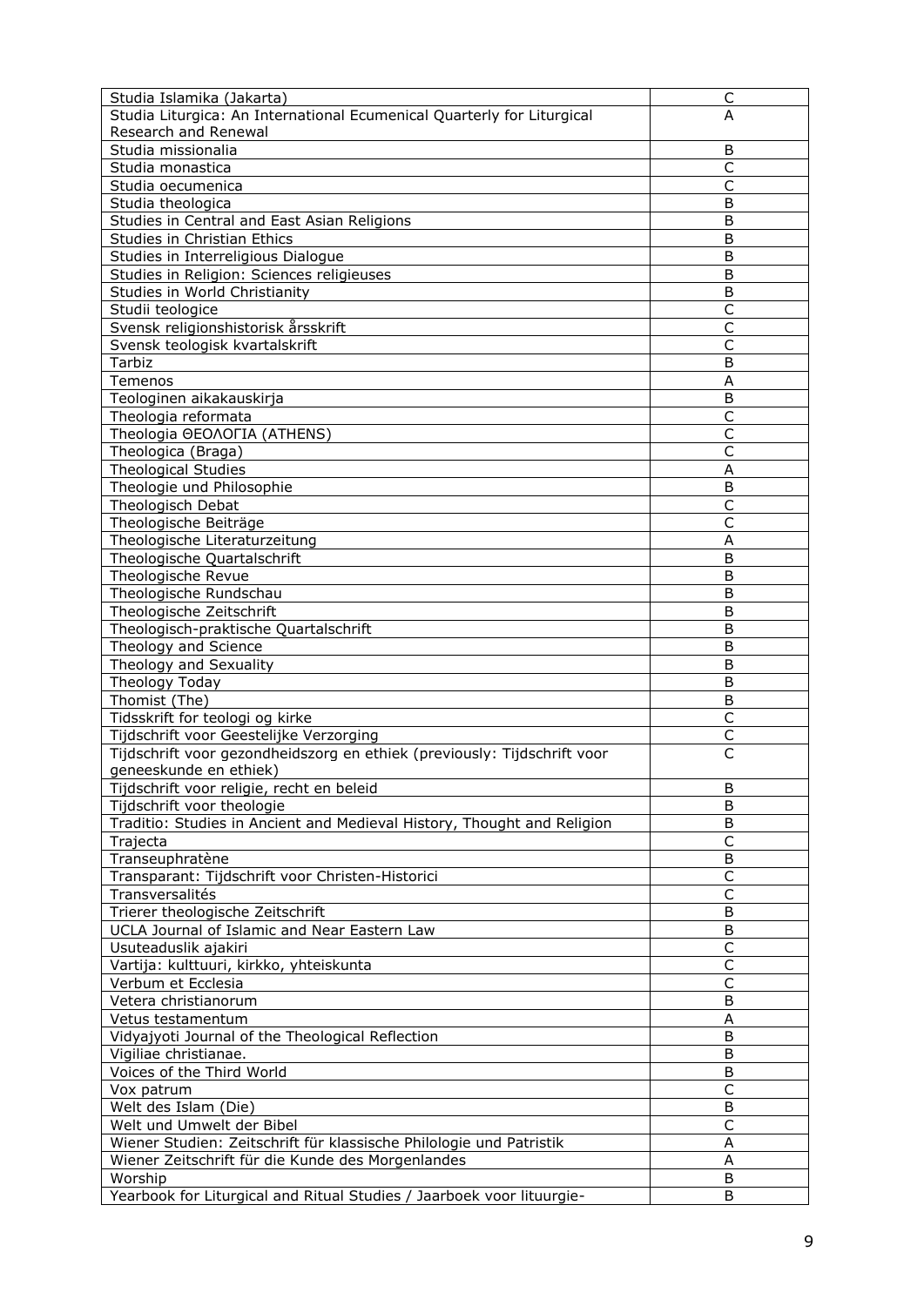| Studia Islamika (Jakarta) | C |
|---|---|
| Studia Liturgica: An International Ecumenical Quarterly for Liturgical Research and Renewal | A |
| Studia missionalia | B |
| Studia monastica | C |
| Studia oecumenica | C |
| Studia theologica | B |
| Studies in Central and East Asian Religions | B |
| Studies in Christian Ethics | B |
| Studies in Interreligious Dialogue | B |
| Studies in Religion: Sciences religieuses | B |
| Studies in World Christianity | B |
| Studii teologice | C |
| Svensk religionshistorisk årsskrift | C |
| Svensk teologisk kvartalskrift | C |
| Tarbiz | B |
| Temenos | A |
| Teologinen aikakauskirja | B |
| Theologia reformata | C |
| Theologia ΘΕΟΛΟΓΙΑ (ATHENS) | C |
| Theologica (Braga) | C |
| Theological Studies | A |
| Theologie und Philosophie | B |
| Theologisch Debat | C |
| Theologische Beiträge | C |
| Theologische Literaturzeitung | A |
| Theologische Quartalschrift | B |
| Theologische Revue | B |
| Theologische Rundschau | B |
| Theologische Zeitschrift | B |
| Theologisch-praktische Quartalschrift | B |
| Theology and Science | B |
| Theology and Sexuality | B |
| Theology Today | B |
| Thomist (The) | B |
| Tidsskrift for teologi og kirke | C |
| Tijdschrift voor Geestelijke Verzorging | C |
| Tijdschrift voor gezondheidszorg en ethiek (previously: Tijdschrift voor geneeskunde en ethiek) | C |
| Tijdschrift voor religie, recht en beleid | B |
| Tijdschrift voor theologie | B |
| Traditio: Studies in Ancient and Medieval History, Thought and Religion | B |
| Trajecta | C |
| Transeuphratène | B |
| Transparant: Tijdschrift voor Christen-Historici | C |
| Transversalités | C |
| Trierer theologische Zeitschrift | B |
| UCLA Journal of Islamic and Near Eastern Law | B |
| Usuteaduslik ajakiri | C |
| Vartija: kulttuuri, kirkko, yhteiskunta | C |
| Verbum et Ecclesia | C |
| Vetera christianorum | B |
| Vetus testamentum | A |
| Vidyajyoti Journal of the Theological Reflection | B |
| Vigiliae christianae. | B |
| Voices of the Third World | B |
| Vox patrum | C |
| Welt des Islam (Die) | B |
| Welt und Umwelt der Bibel | C |
| Wiener Studien: Zeitschrift für klassische Philologie und Patristik | A |
| Wiener Zeitschrift für die Kunde des Morgenlandes | A |
| Worship | B |
| Yearbook for Liturgical and Ritual Studies / Jaarboek voor liturgie- | B |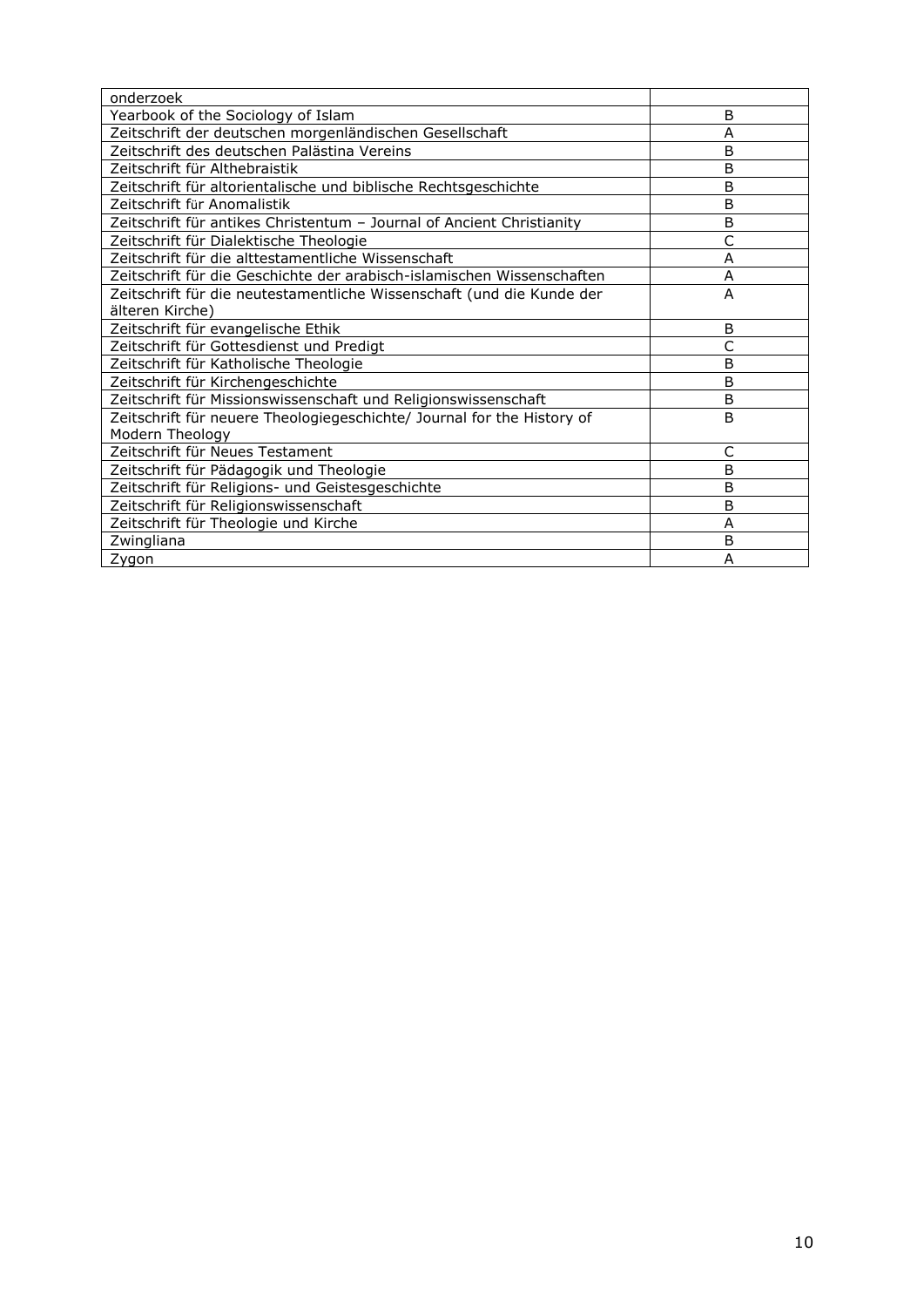| | |
|---|---|
| onderzoek | |
| Yearbook of the Sociology of Islam | B |
| Zeitschrift der deutschen morgenländischen Gesellschaft | A |
| Zeitschrift des deutschen Palästina Vereins | B |
| Zeitschrift für Althebraistik | B |
| Zeitschrift für altorientalische und biblische Rechtsgeschichte | B |
| Zeitschrift für Anomalistik | B |
| Zeitschrift für antikes Christentum – Journal of Ancient Christianity | B |
| Zeitschrift für Dialektische Theologie | C |
| Zeitschrift für die alttestamentliche Wissenschaft | A |
| Zeitschrift für die Geschichte der arabisch-islamischen Wissenschaften | A |
| Zeitschrift für die neutestamentliche Wissenschaft (und die Kunde der älteren Kirche) | A |
| Zeitschrift für evangelische Ethik | B |
| Zeitschrift für Gottesdienst und Predigt | C |
| Zeitschrift für Katholische Theologie | B |
| Zeitschrift für Kirchengeschichte | B |
| Zeitschrift für Missionswissenschaft und Religionswissenschaft | B |
| Zeitschrift für neuere Theologiegeschichte/ Journal for the History of Modern Theology | B |
| Zeitschrift für Neues Testament | C |
| Zeitschrift für Pädagogik und Theologie | B |
| Zeitschrift für Religions- und Geistesgeschichte | B |
| Zeitschrift für Religionswissenschaft | B |
| Zeitschrift für Theologie und Kirche | A |
| Zwingliana | B |
| Zygon | A |